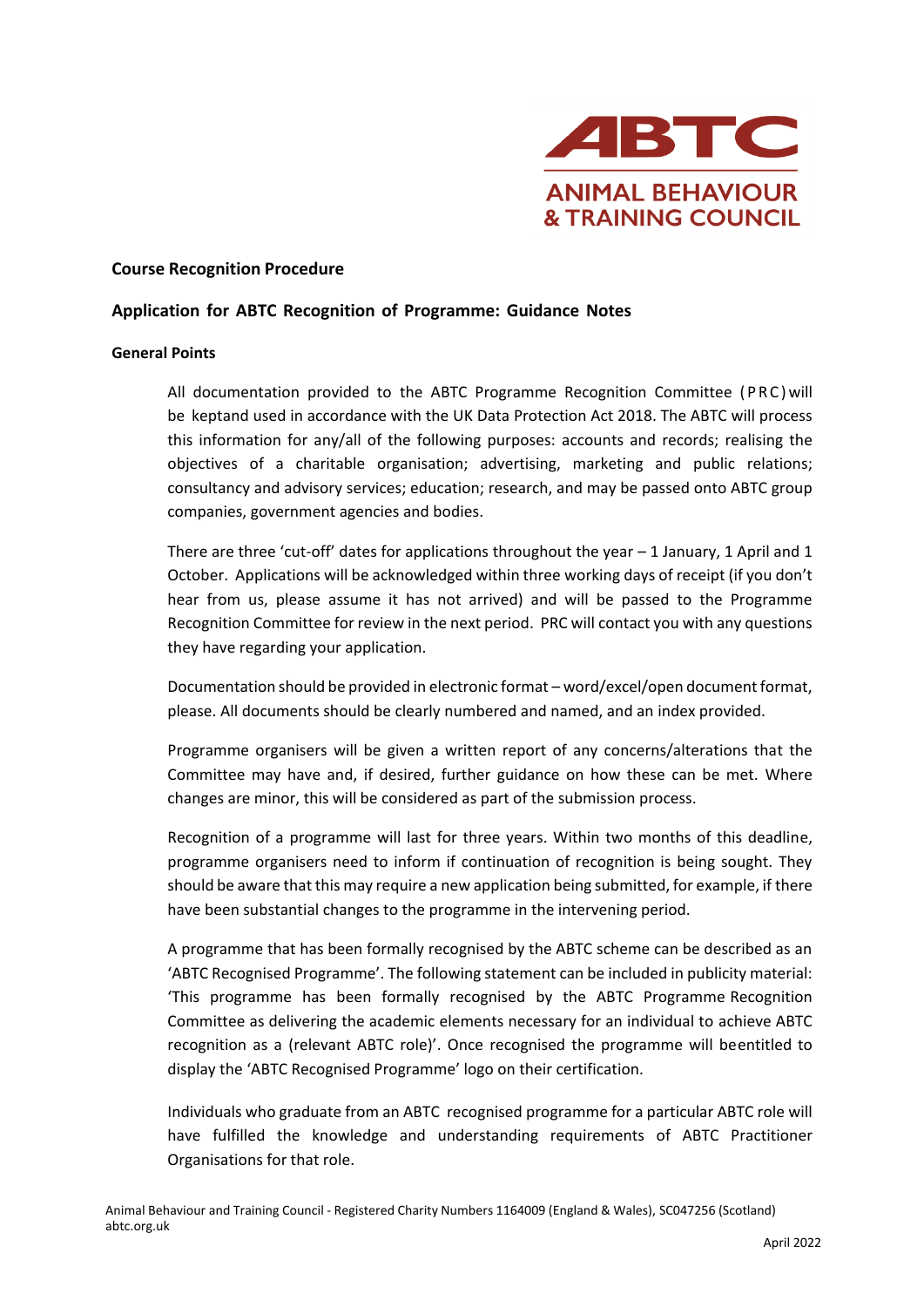ABTC

ANIMAL BEHAVIOUR & TRAINING COUNCIL

**Course Recognition Procedure**

**Application for ABTC Recognition of Programme: Guidance Notes**

**General Points**

All documentation provided to the ABTC Programme Recognition Committee (PRC) will be keptand used in accordance with the UK Data Protection Act 2018. The ABTC will process this information for any/all of the following purposes: accounts and records; realising the objectives of a charitable organisation; advertising, marketing and public relations; consultancy and advisory services; education; research, and may be passed onto ABTC group companies, government agencies and bodies.

There are three 'cut-off' dates for applications throughout the year – 1 January, 1 April and 1 October. Applications will be acknowledged within three working days of receipt (if you don't hear from us, please assume it has not arrived) and will be passed to the Programme Recognition Committee for review in the next period. PRC will contact you with any questions they have regarding your application.

Documentation should be provided in electronic format – word/excel/open document format, please. All documents should be clearly numbered and named, and an index provided.

Programme organisers will be given a written report of any concerns/alterations that the Committee may have and, if desired, further guidance on how these can be met. Where changes are minor, this will be considered as part of the submission process.

Recognition of a programme will last for three years. Within two months of this deadline, programme organisers need to inform if continuation of recognition is being sought. They should be aware that this may require a new application being submitted, for example, if there have been substantial changes to the programme in the intervening period.

A programme that has been formally recognised by the ABTC scheme can be described as an 'ABTC Recognised Programme'. The following statement can be included in publicity material: 'This programme has been formally recognised by the ABTC Programme Recognition Committee as delivering the academic elements necessary for an individual to achieve ABTC recognition as a (relevant ABTC role)'. Once recognised the programme will beentitled to display the 'ABTC Recognised Programme' logo on their certification.

Individuals who graduate from an ABTC recognised programme for a particular ABTC role will have fulfilled the knowledge and understanding requirements of ABTC Practitioner Organisations for that role.

Animal Behaviour and Training Council - Registered Charity Numbers 1164009 (England & Wales), SC047256 (Scotland)
abtc.org.uk

April 2022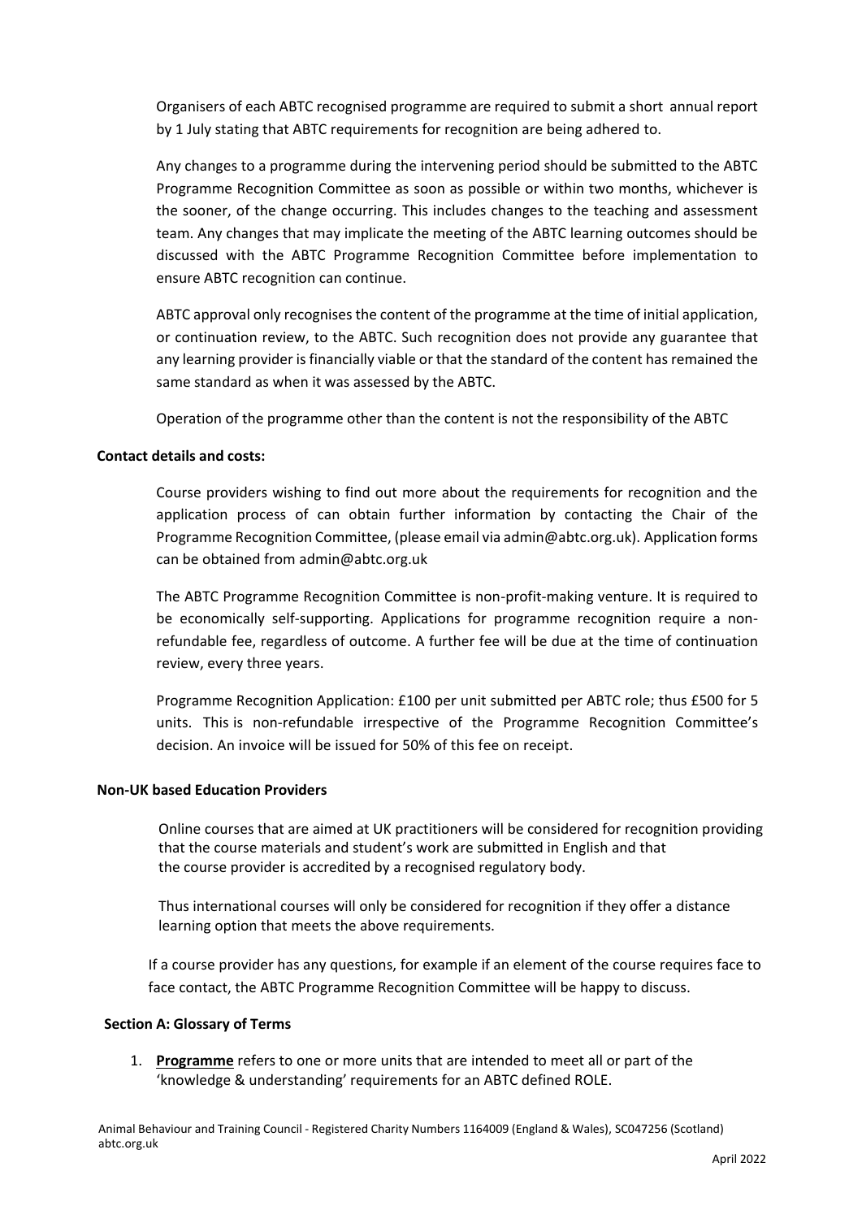Organisers of each ABTC recognised programme are required to submit a short annual report by 1 July stating that ABTC requirements for recognition are being adhered to.

Any changes to a programme during the intervening period should be submitted to the ABTC Programme Recognition Committee as soon as possible or within two months, whichever is the sooner, of the change occurring. This includes changes to the teaching and assessment team. Any changes that may implicate the meeting of the ABTC learning outcomes should be discussed with the ABTC Programme Recognition Committee before implementation to ensure ABTC recognition can continue.

ABTC approval only recognises the content of the programme at the time of initial application, or continuation review, to the ABTC. Such recognition does not provide any guarantee that any learning provider is financially viable or that the standard of the content has remained the same standard as when it was assessed by the ABTC.

Operation of the programme other than the content is not the responsibility of the ABTC

**Contact details and costs:**

Course providers wishing to find out more about the requirements for recognition and the application process of can obtain further information by contacting the Chair of the Programme Recognition Committee, (please email via admin@abtc.org.uk). Application forms can be obtained from admin@abtc.org.uk

The ABTC Programme Recognition Committee is non-profit-making venture. It is required to be economically self-supporting. Applications for programme recognition require a non-refundable fee, regardless of outcome. A further fee will be due at the time of continuation review, every three years.

Programme Recognition Application: £100 per unit submitted per ABTC role; thus £500 for 5 units. This is non-refundable irrespective of the Programme Recognition Committee's decision. An invoice will be issued for 50% of this fee on receipt.

**Non-UK based Education Providers**

Online courses that are aimed at UK practitioners will be considered for recognition providing that the course materials and student's work are submitted in English and that the course provider is accredited by a recognised regulatory body.

Thus international courses will only be considered for recognition if they offer a distance learning option that meets the above requirements.

If a course provider has any questions, for example if an element of the course requires face to face contact, the ABTC Programme Recognition Committee will be happy to discuss.

**Section A: Glossary of Terms**

1. **<u>Programme</u>** refers to one or more units that are intended to meet all or part of the 'knowledge & understanding' requirements for an ABTC defined ROLE.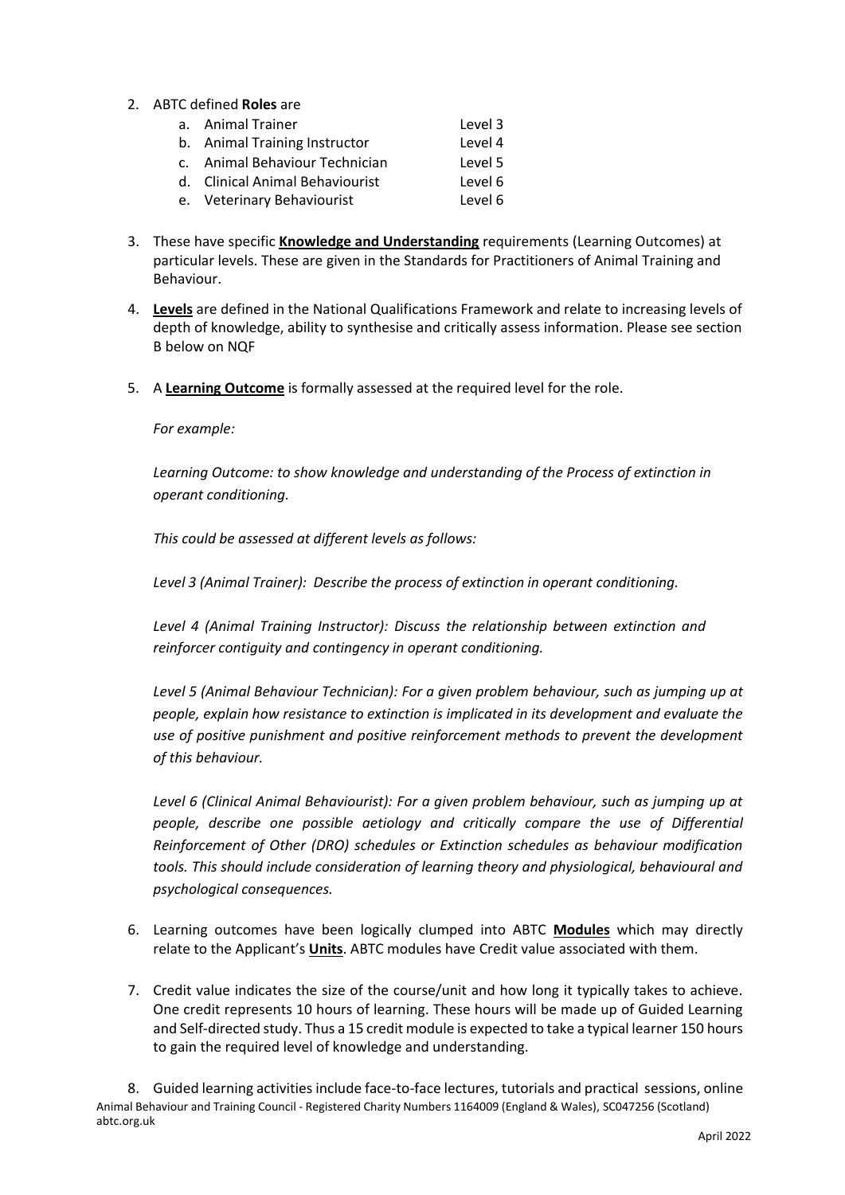2. ABTC defined **Roles** are

| | | |
|---|---|---|
| a. | Animal Trainer | Level 3 |
| b. | Animal Training Instructor | Level 4 |
| c. | Animal Behaviour Technician | Level 5 |
| d. | Clinical Animal Behaviourist | Level 6 |
| e. | Veterinary Behaviourist | Level 6 |

3. These have specific **Knowledge and Understanding** requirements (Learning Outcomes) at particular levels. These are given in the Standards for Practitioners of Animal Training and Behaviour.

4. **Levels** are defined in the National Qualifications Framework and relate to increasing levels of depth of knowledge, ability to synthesise and critically assess information. Please see section B below on NQF

5. A **Learning Outcome** is formally assessed at the required level for the role.

   *For example:*

   *Learning Outcome: to show knowledge and understanding of the Process of extinction in operant conditioning.*

   *This could be assessed at different levels as follows:*

   *Level 3 (Animal Trainer): Describe the process of extinction in operant conditioning.*

   *Level 4 (Animal Training Instructor): Discuss the relationship between extinction and reinforcer contiguity and contingency in operant conditioning.*

   *Level 5 (Animal Behaviour Technician): For a given problem behaviour, such as jumping up at people, explain how resistance to extinction is implicated in its development and evaluate the use of positive punishment and positive reinforcement methods to prevent the development of this behaviour.*

   *Level 6 (Clinical Animal Behaviourist): For a given problem behaviour, such as jumping up at people, describe one possible aetiology and critically compare the use of Differential Reinforcement of Other (DRO) schedules or Extinction schedules as behaviour modification tools. This should include consideration of learning theory and physiological, behavioural and psychological consequences.*

6. Learning outcomes have been logically clumped into ABTC **Modules** which may directly relate to the Applicant's **Units**. ABTC modules have Credit value associated with them.

7. Credit value indicates the size of the course/unit and how long it typically takes to achieve. One credit represents 10 hours of learning. These hours will be made up of Guided Learning and Self-directed study. Thus a 15 credit module is expected to take a typical learner 150 hours to gain the required level of knowledge and understanding.

8. Guided learning activities include face-to-face lectures, tutorials and practical sessions, online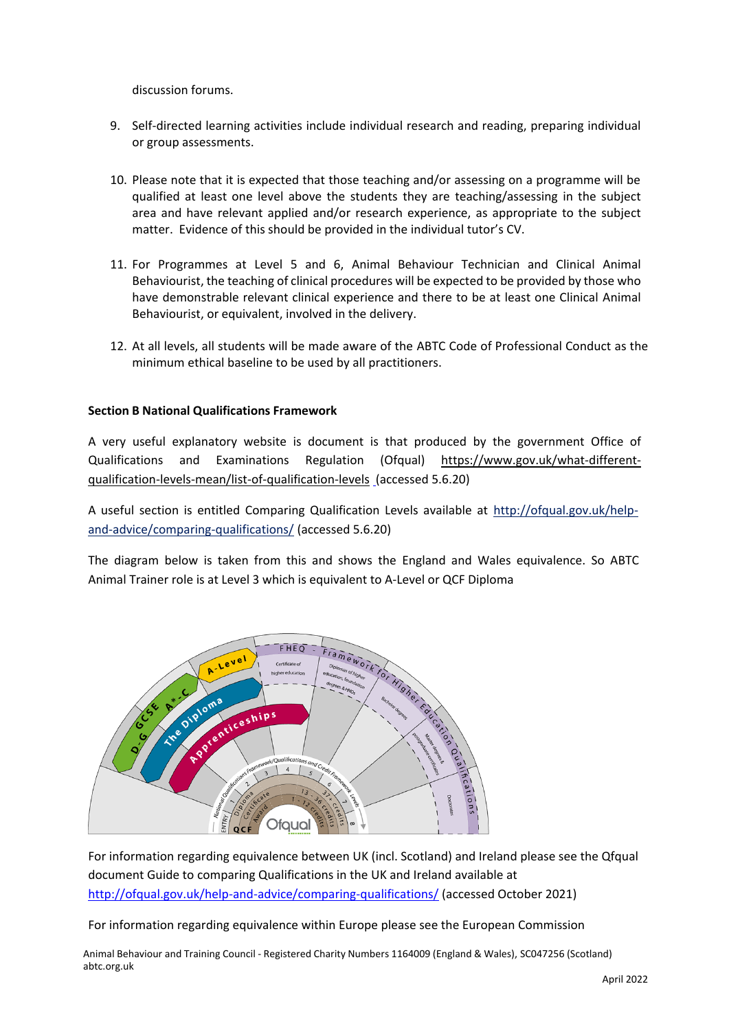discussion forums.

9. Self-directed learning activities include individual research and reading, preparing individual or group assessments.

10. Please note that it is expected that those teaching and/or assessing on a programme will be qualified at least one level above the students they are teaching/assessing in the subject area and have relevant applied and/or research experience, as appropriate to the subject matter. Evidence of this should be provided in the individual tutor's CV.

11. For Programmes at Level 5 and 6, Animal Behaviour Technician and Clinical Animal Behaviourist, the teaching of clinical procedures will be expected to be provided by those who have demonstrable relevant clinical experience and there to be at least one Clinical Animal Behaviourist, or equivalent, involved in the delivery.

12. At all levels, all students will be made aware of the ABTC Code of Professional Conduct as the minimum ethical baseline to be used by all practitioners.

**Section B National Qualifications Framework**

A very useful explanatory website is document is that produced by the government Office of Qualifications and Examinations Regulation (Ofqual) https://www.gov.uk/what-different-qualification-levels-mean/list-of-qualification-levels (accessed 5.6.20)

A useful section is entitled Comparing Qualification Levels available at http://ofqual.gov.uk/help-and-advice/comparing-qualifications/ (accessed 5.6.20)

The diagram below is taken from this and shows the England and Wales equivalence. So ABTC Animal Trainer role is at Level 3 which is equivalent to A-Level or QCF Diploma

For information regarding equivalence between UK (incl. Scotland) and Ireland please see the Qfqual document Guide to comparing Qualifications in the UK and Ireland available at http://ofqual.gov.uk/help-and-advice/comparing-qualifications/ (accessed October 2021)

For information regarding equivalence within Europe please see the European Commission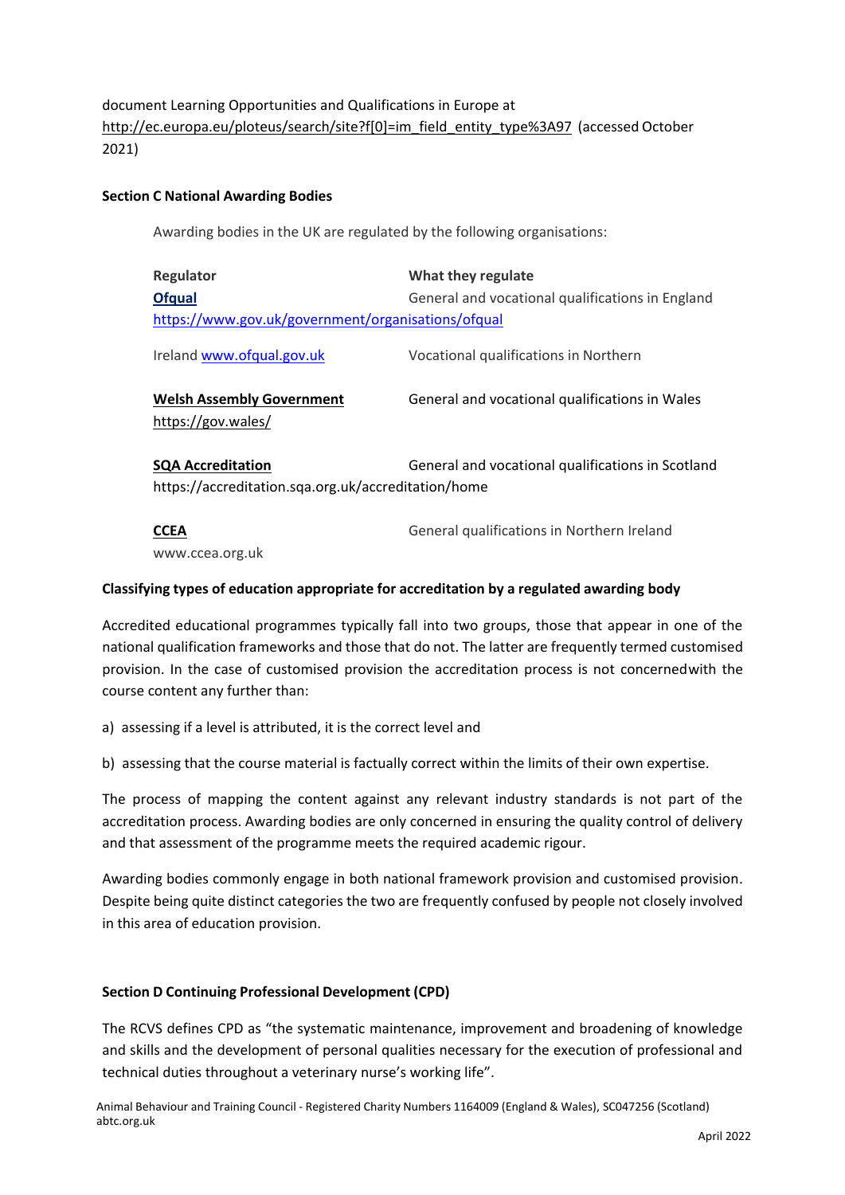document Learning Opportunities and Qualifications in Europe at http://ec.europa.eu/ploteus/search/site?f[0]=im_field_entity_type%3A97 (accessed October 2021)

**Section C National Awarding Bodies**

Awarding bodies in the UK are regulated by the following organisations:

| Regulator | What they regulate |
|---|---|
| **Ofqual** https://www.gov.uk/government/organisations/ofqual | General and vocational qualifications in England |
| Ireland www.ofqual.gov.uk | Vocational qualifications in Northern |
| **Welsh Assembly Government** https://gov.wales/ | General and vocational qualifications in Wales |
| **SQA Accreditation** https://accreditation.sqa.org.uk/accreditation/home | General and vocational qualifications in Scotland |
| **CCEA** www.ccea.org.uk | General qualifications in Northern Ireland |

**Classifying types of education appropriate for accreditation by a regulated awarding body**

Accredited educational programmes typically fall into two groups, those that appear in one of the national qualification frameworks and those that do not. The latter are frequently termed customised provision. In the case of customised provision the accreditation process is not concernedwith the course content any further than:

a) assessing if a level is attributed, it is the correct level and

b) assessing that the course material is factually correct within the limits of their own expertise.

The process of mapping the content against any relevant industry standards is not part of the accreditation process. Awarding bodies are only concerned in ensuring the quality control of delivery and that assessment of the programme meets the required academic rigour.

Awarding bodies commonly engage in both national framework provision and customised provision. Despite being quite distinct categories the two are frequently confused by people not closely involved in this area of education provision.

**Section D Continuing Professional Development (CPD)**

The RCVS defines CPD as "the systematic maintenance, improvement and broadening of knowledge and skills and the development of personal qualities necessary for the execution of professional and technical duties throughout a veterinary nurse's working life".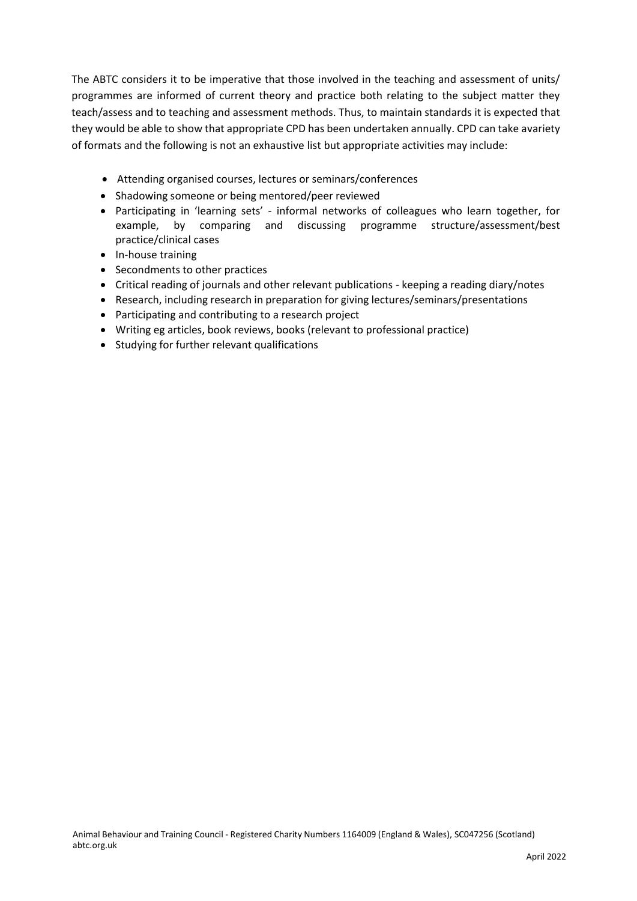The ABTC considers it to be imperative that those involved in the teaching and assessment of units/ programmes are informed of current theory and practice both relating to the subject matter they teach/assess and to teaching and assessment methods. Thus, to maintain standards it is expected that they would be able to show that appropriate CPD has been undertaken annually. CPD can take avariety of formats and the following is not an exhaustive list but appropriate activities may include:

- Attending organised courses, lectures or seminars/conferences
- Shadowing someone or being mentored/peer reviewed
- Participating in 'learning sets' - informal networks of colleagues who learn together, for example, by comparing and discussing programme structure/assessment/best practice/clinical cases
- In-house training
- Secondments to other practices
- Critical reading of journals and other relevant publications - keeping a reading diary/notes
- Research, including research in preparation for giving lectures/seminars/presentations
- Participating and contributing to a research project
- Writing eg articles, book reviews, books (relevant to professional practice)
- Studying for further relevant qualifications